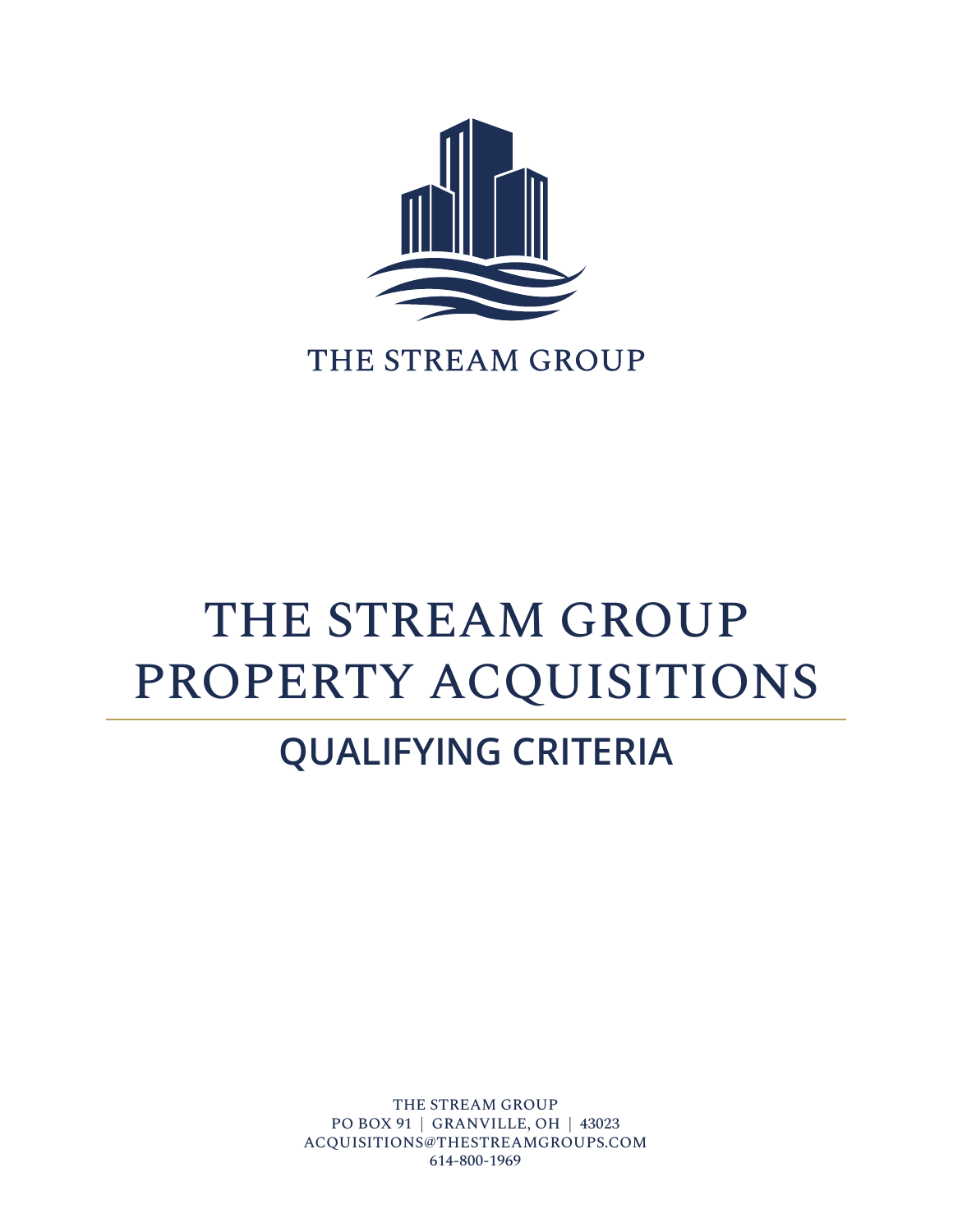THE STREAM GROUP

# THE STREAM GROUP PROPERTY ACQUISITIONS

## QUALIFYING CRITERIA

THE STREAM GROUP
PO BOX 91 | GRANVILLE, OH | 43023
ACQUISITIONS@THESTREAMGROUPS.COM
614-800-1969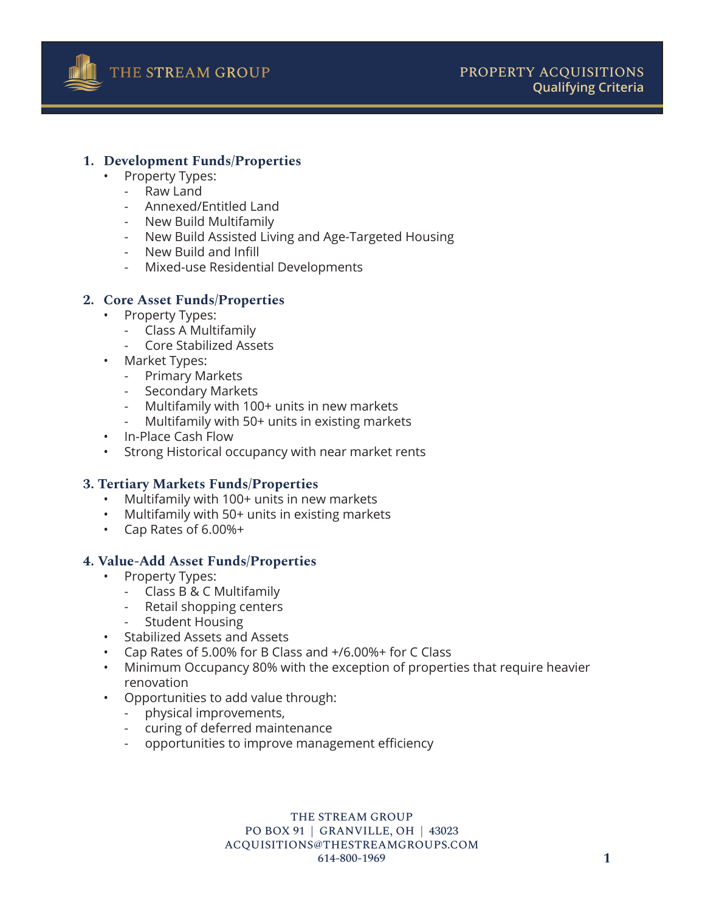# THE STREAM GROUP

## PROPERTY ACQUISITIONS
### Qualifying Criteria

## 1. Development Funds/Properties

- Property Types:
  - Raw Land
  - Annexed/Entitled Land
  - New Build Multifamily
  - New Build Assisted Living and Age-Targeted Housing
  - New Build and Infill
  - Mixed-use Residential Developments

## 2. Core Asset Funds/Properties

- Property Types:
  - Class A Multifamily
  - Core Stabilized Assets
- Market Types:
  - Primary Markets
  - Secondary Markets
  - Multifamily with 100+ units in new markets
  - Multifamily with 50+ units in existing markets
- In-Place Cash Flow
- Strong Historical occupancy with near market rents

## 3. Tertiary Markets Funds/Properties

- Multifamily with 100+ units in new markets
- Multifamily with 50+ units in existing markets
- Cap Rates of 6.00%+

## 4. Value-Add Asset Funds/Properties

- Property Types:
  - Class B & C Multifamily
  - Retail shopping centers
  - Student Housing
- Stabilized Assets and Assets
- Cap Rates of 5.00% for B Class and +/6.00%+ for C Class
- Minimum Occupancy 80% with the exception of properties that require heavier renovation
- Opportunities to add value through:
  - physical improvements,
  - curing of deferred maintenance
  - opportunities to improve management efficiency

THE STREAM GROUP
PO BOX 91 | GRANVILLE, OH | 43023
ACQUISITIONS@THESTREAMGROUPS.COM
614-800-1969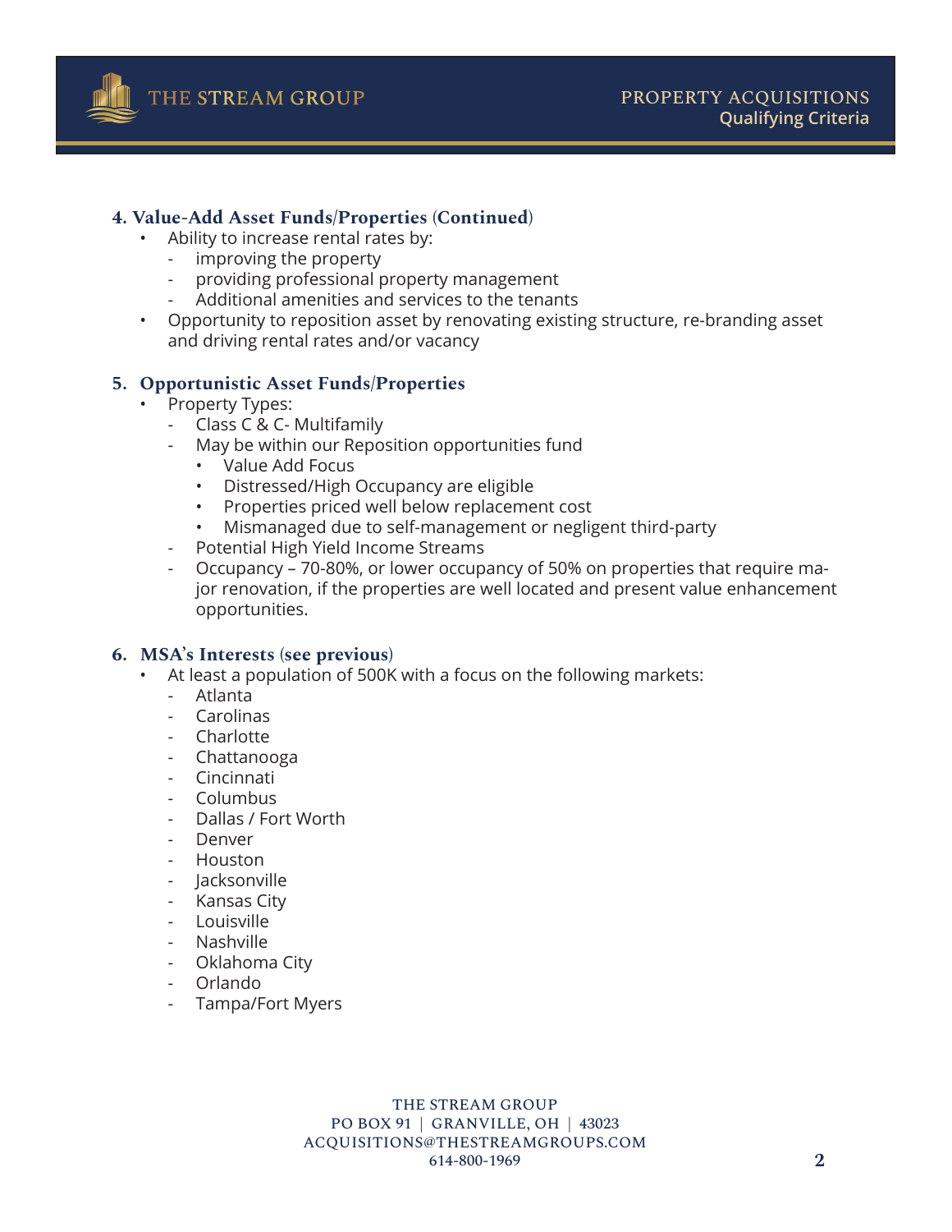### 4. Value-Add Asset Funds/Properties (Continued)

- Ability to increase rental rates by:
  - improving the property
  - providing professional property management
  - Additional amenities and services to the tenants
- Opportunity to reposition asset by renovating existing structure, re-branding asset and driving rental rates and/or vacancy

### 5. Opportunistic Asset Funds/Properties

- Property Types:
  - Class C & C- Multifamily
  - May be within our Reposition opportunities fund
    - Value Add Focus
    - Distressed/High Occupancy are eligible
    - Properties priced well below replacement cost
    - Mismanaged due to self-management or negligent third-party
  - Potential High Yield Income Streams
  - Occupancy – 70-80%, or lower occupancy of 50% on properties that require major renovation, if the properties are well located and present value enhancement opportunities.

### 6. MSA's Interests (see previous)

- At least a population of 500K with a focus on the following markets:
  - Atlanta
  - Carolinas
  - Charlotte
  - Chattanooga
  - Cincinnati
  - Columbus
  - Dallas / Fort Worth
  - Denver
  - Houston
  - Jacksonville
  - Kansas City
  - Louisville
  - Nashville
  - Oklahoma City
  - Orlando
  - Tampa/Fort Myers

THE STREAM GROUP
PO BOX 91 | GRANVILLE, OH | 43023
ACQUISITIONS@THESTREAMGROUPS.COM
614-800-1969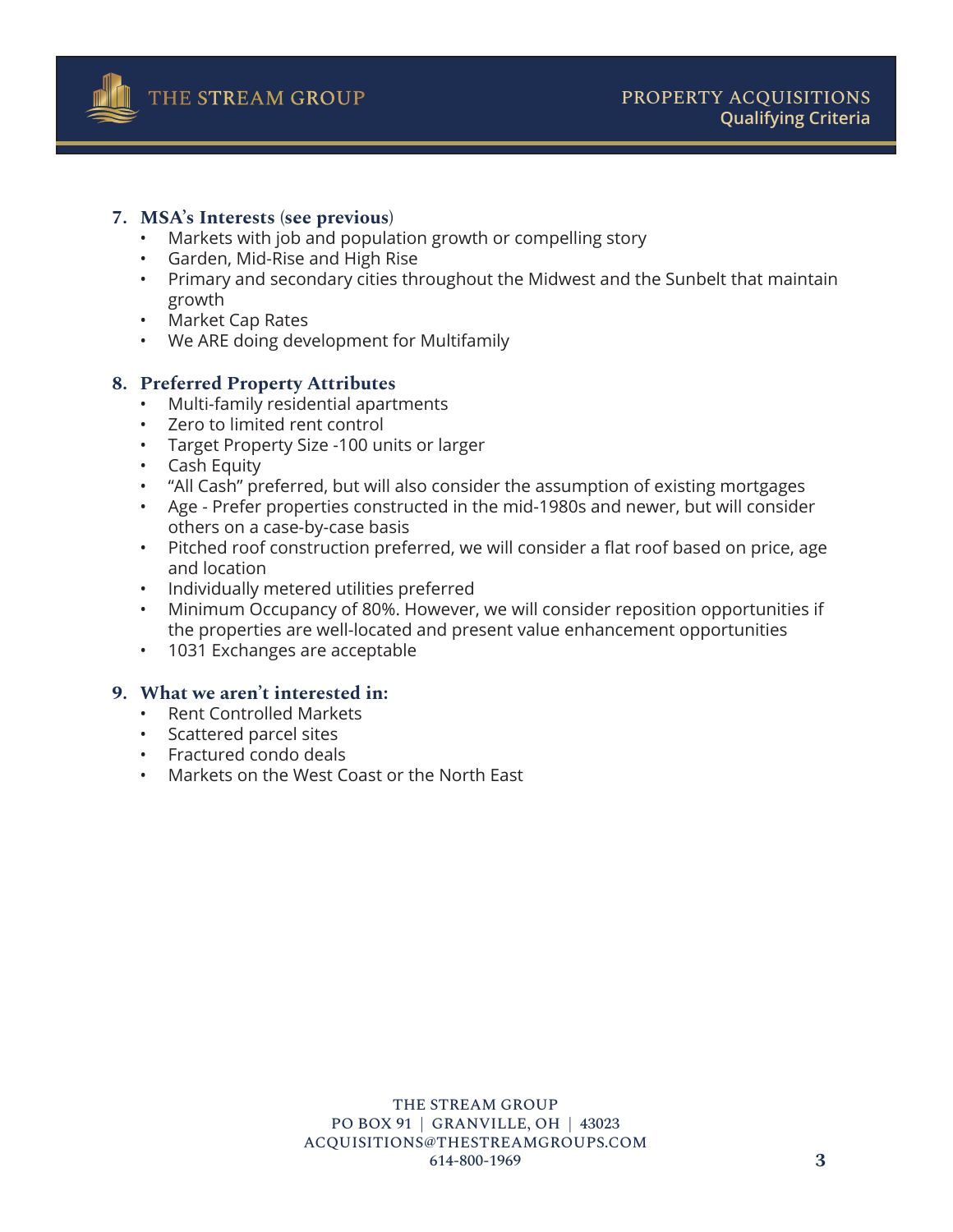## 7. MSA's Interests (see previous)

- Markets with job and population growth or compelling story
- Garden, Mid-Rise and High Rise
- Primary and secondary cities throughout the Midwest and the Sunbelt that maintain growth
- Market Cap Rates
- We ARE doing development for Multifamily

## 8. Preferred Property Attributes

- Multi-family residential apartments
- Zero to limited rent control
- Target Property Size -100 units or larger
- Cash Equity
- "All Cash" preferred, but will also consider the assumption of existing mortgages
- Age - Prefer properties constructed in the mid-1980s and newer, but will consider others on a case-by-case basis
- Pitched roof construction preferred, we will consider a flat roof based on price, age and location
- Individually metered utilities preferred
- Minimum Occupancy of 80%. However, we will consider reposition opportunities if the properties are well-located and present value enhancement opportunities
- 1031 Exchanges are acceptable

## 9. What we aren't interested in:

- Rent Controlled Markets
- Scattered parcel sites
- Fractured condo deals
- Markets on the West Coast or the North East